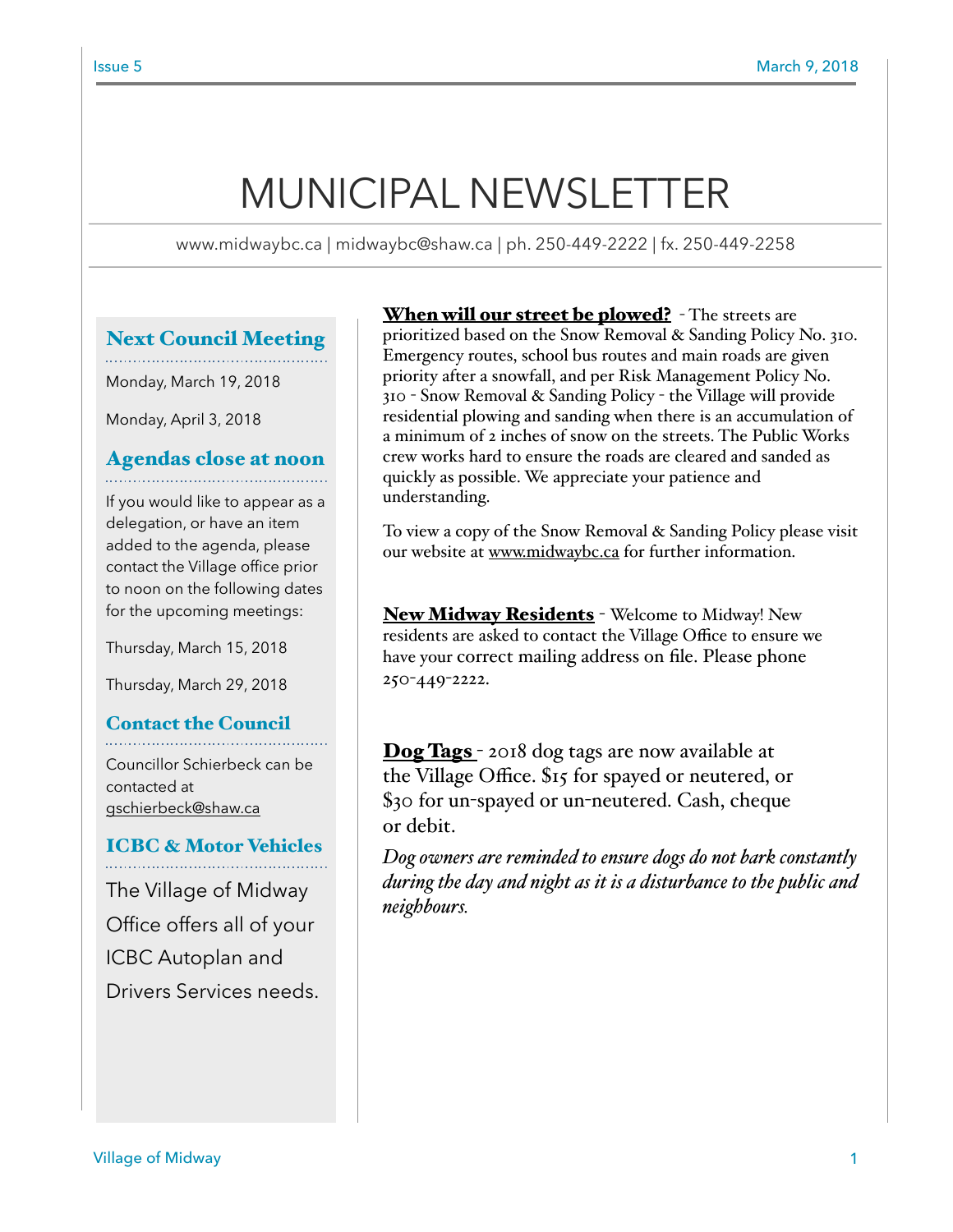# MUNICIPAL NEWSLETTER

www.midwaybc.ca | midwaybc@shaw.ca | ph. 250-449-2222 | fx. 250-449-2258

## Next Council Meeting

Monday, March 19, 2018

Monday, April 3, 2018

## Agendas close at noon

If you would like to appear as a delegation, or have an item added to the agenda, please contact the Village office prior to noon on the following dates for the upcoming meetings:

Thursday, March 15, 2018

Thursday, March 29, 2018

## Contact the Council

Councillor Schierbeck can be contacted at gschierbeck@shaw.ca

## ICBC & Motor Vehicles

The Village of Midway Office offers all of your ICBC Autoplan and Drivers Services needs.

**When will our street be plowed?** - The streets are prioritized based on the Snow Removal & Sanding Policy No. 310. Emergency routes, school bus routes and main roads are given priority after a snowfall, and per Risk Management Policy No. 310 - Snow Removal & Sanding Policy - the Village will provide residential plowing and sanding when there is an accumulation of a minimum of 2 inches of snow on the streets. The Public Works crew works hard to ensure the roads are cleared and sanded as quickly as possible. We appreciate your patience and understanding.

To view a copy of the Snow Removal & Sanding Policy please visit our website at www.midwaybc.ca for further information.

**New Midway Residents** - Welcome to Midway! New residents are asked to contact the Village Office to ensure we have your correct mailing address on file. Please phone 250-449-2222.

**Dog Tags** - 2018 dog tags are now available at the Village Office. $15 for spayed or neutered, or $30 for un-spayed or un-neutered. Cash, cheque or debit.

*Dog owners are reminded to ensure dogs do not bark constantly during the day and night as it is a disturbance to the public and neighbours.*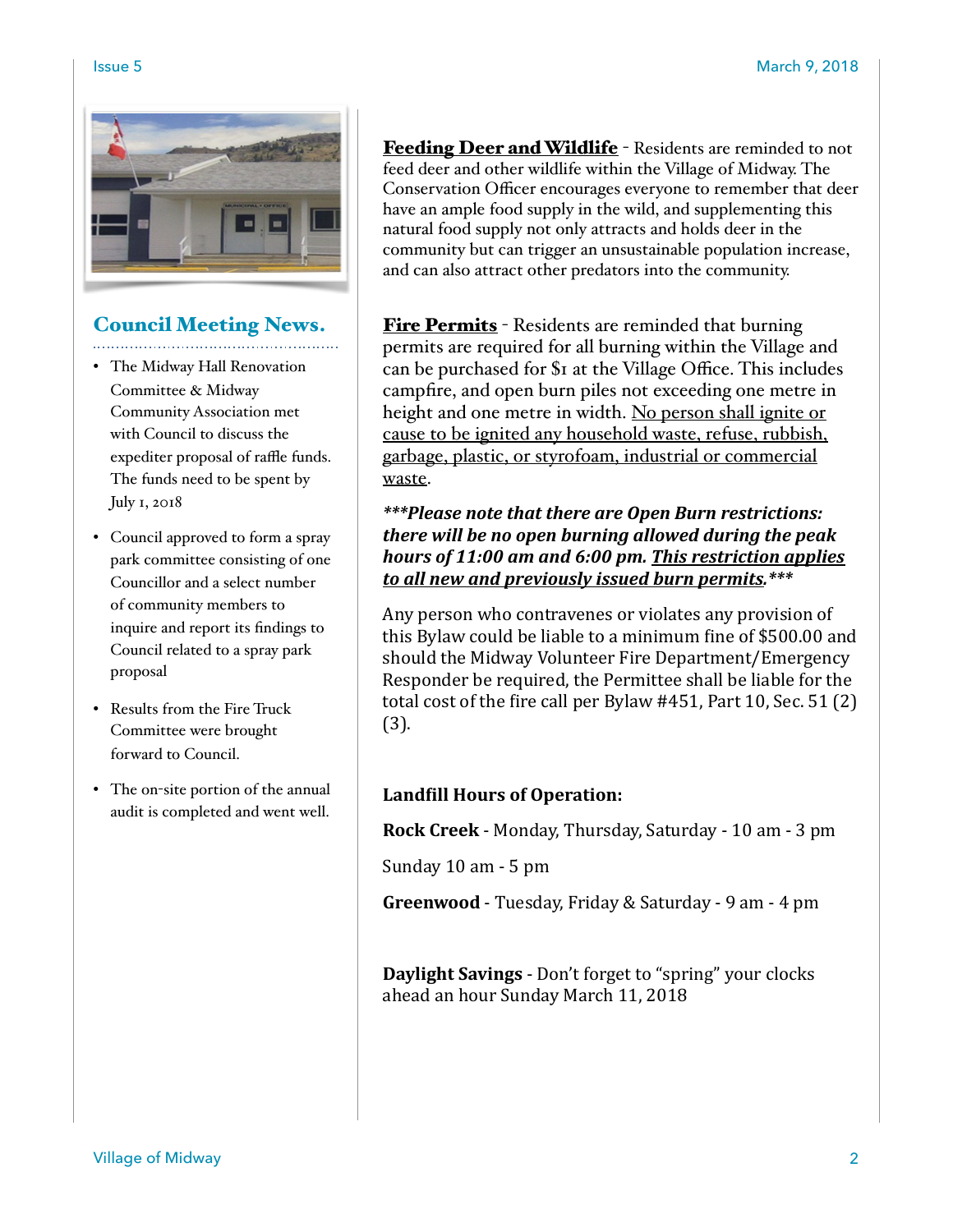## Council Meeting News.

- The Midway Hall Renovation Committee & Midway Community Association met with Council to discuss the expediter proposal of raffle funds. The funds need to be spent by July 1, 2018
- Council approved to form a spray park committee consisting of one Councillor and a select number of community members to inquire and report its findings to Council related to a spray park proposal
- Results from the Fire Truck Committee were brought forward to Council.
- The on-site portion of the annual audit is completed and went well.

**Feeding Deer and Wildlife** - Residents are reminded to not feed deer and other wildlife within the Village of Midway. The Conservation Officer encourages everyone to remember that deer have an ample food supply in the wild, and supplementing this natural food supply not only attracts and holds deer in the community but can trigger an unsustainable population increase, and can also attract other predators into the community.

**Fire Permits** - Residents are reminded that burning permits are required for all burning within the Village and can be purchased for $1 at the Village Office. This includes campfire, and open burn piles not exceeding one metre in height and one metre in width. No person shall ignite or cause to be ignited any household waste, refuse, rubbish, garbage, plastic, or styrofoam, industrial or commercial waste.

***\*\*\*Please note that there are Open Burn restrictions: there will be no open burning allowed during the peak hours of 11:00 am and 6:00 pm. This restriction applies to all new and previously issued burn permits.\*\*\****

Any person who contravenes or violates any provision of this Bylaw could be liable to a minimum fine of $500.00 and should the Midway Volunteer Fire Department/Emergency Responder be required, the Permittee shall be liable for the total cost of the fire call per Bylaw #451, Part 10, Sec. 51 (2) (3).

**Landfill Hours of Operation:**

**Rock Creek** - Monday, Thursday, Saturday - 10 am - 3 pm

Sunday 10 am - 5 pm

**Greenwood** - Tuesday, Friday & Saturday - 9 am - 4 pm

**Daylight Savings** - Don't forget to "spring" your clocks ahead an hour Sunday March 11, 2018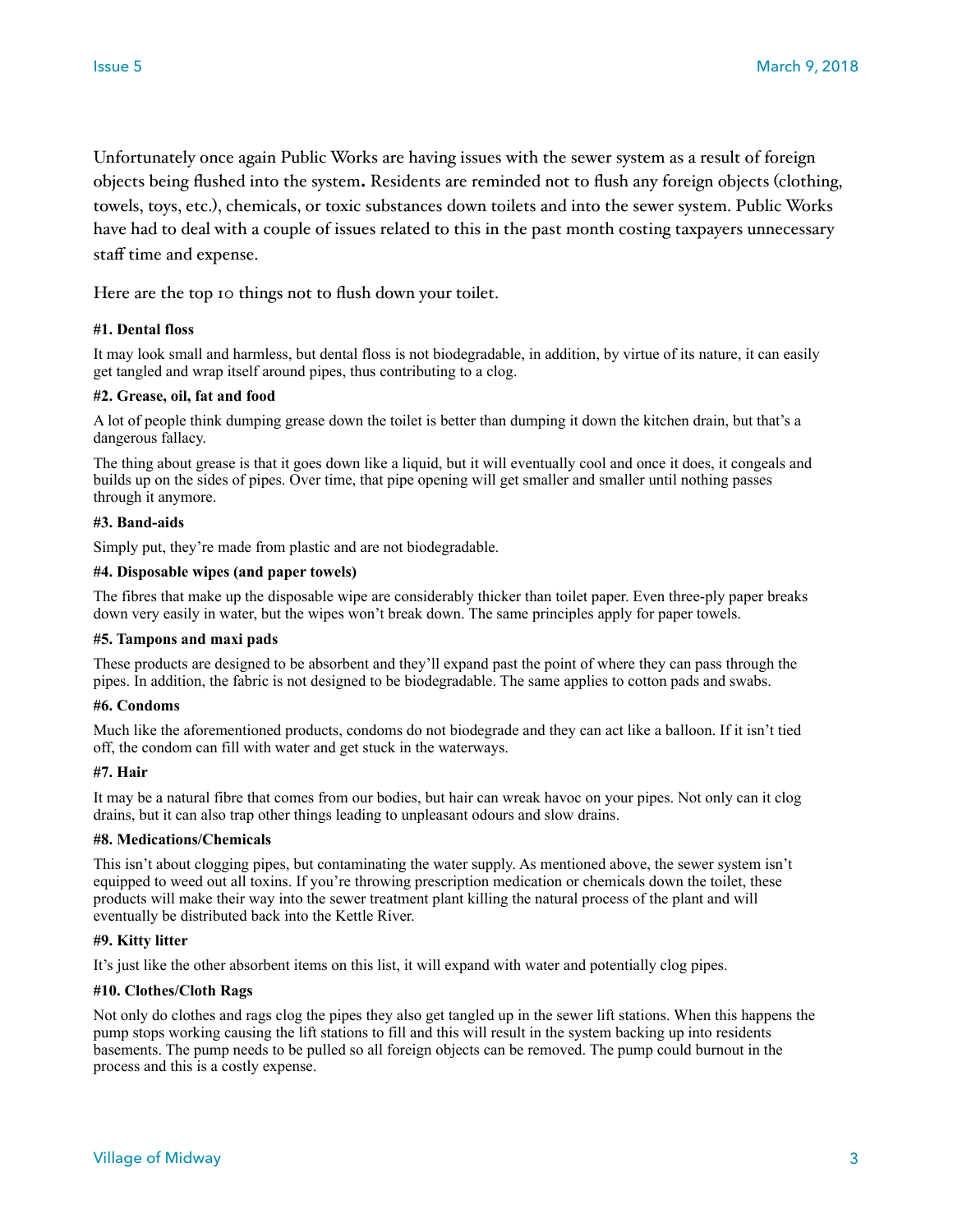Unfortunately once again Public Works are having issues with the sewer system as a result of foreign objects being flushed into the system**.** Residents are reminded not to flush any foreign objects (clothing, towels, toys, etc.), chemicals, or toxic substances down toilets and into the sewer system. Public Works have had to deal with a couple of issues related to this in the past month costing taxpayers unnecessary staff time and expense.

Here are the top 10 things not to flush down your toilet.

**#1. Dental floss**

It may look small and harmless, but dental floss is not biodegradable, in addition, by virtue of its nature, it can easily get tangled and wrap itself around pipes, thus contributing to a clog.

**#2. Grease, oil, fat and food**

A lot of people think dumping grease down the toilet is better than dumping it down the kitchen drain, but that's a dangerous fallacy.

The thing about grease is that it goes down like a liquid, but it will eventually cool and once it does, it congeals and builds up on the sides of pipes. Over time, that pipe opening will get smaller and smaller until nothing passes through it anymore.

**#3. Band-aids**

Simply put, they're made from plastic and are not biodegradable.

**#4. Disposable wipes (and paper towels)**

The fibres that make up the disposable wipe are considerably thicker than toilet paper. Even three-ply paper breaks down very easily in water, but the wipes won't break down. The same principles apply for paper towels.

**#5. Tampons and maxi pads**

These products are designed to be absorbent and they'll expand past the point of where they can pass through the pipes. In addition, the fabric is not designed to be biodegradable. The same applies to cotton pads and swabs.

**#6. Condoms**

Much like the aforementioned products, condoms do not biodegrade and they can act like a balloon. If it isn't tied off, the condom can fill with water and get stuck in the waterways.

**#7. Hair**

It may be a natural fibre that comes from our bodies, but hair can wreak havoc on your pipes. Not only can it clog drains, but it can also trap other things leading to unpleasant odours and slow drains.

**#8. Medications/Chemicals**

This isn't about clogging pipes, but contaminating the water supply. As mentioned above, the sewer system isn't equipped to weed out all toxins. If you're throwing prescription medication or chemicals down the toilet, these products will make their way into the sewer treatment plant killing the natural process of the plant and will eventually be distributed back into the Kettle River.

**#9. Kitty litter**

It's just like the other absorbent items on this list, it will expand with water and potentially clog pipes.

**#10. Clothes/Cloth Rags**

Not only do clothes and rags clog the pipes they also get tangled up in the sewer lift stations. When this happens the pump stops working causing the lift stations to fill and this will result in the system backing up into residents basements. The pump needs to be pulled so all foreign objects can be removed. The pump could burnout in the process and this is a costly expense.